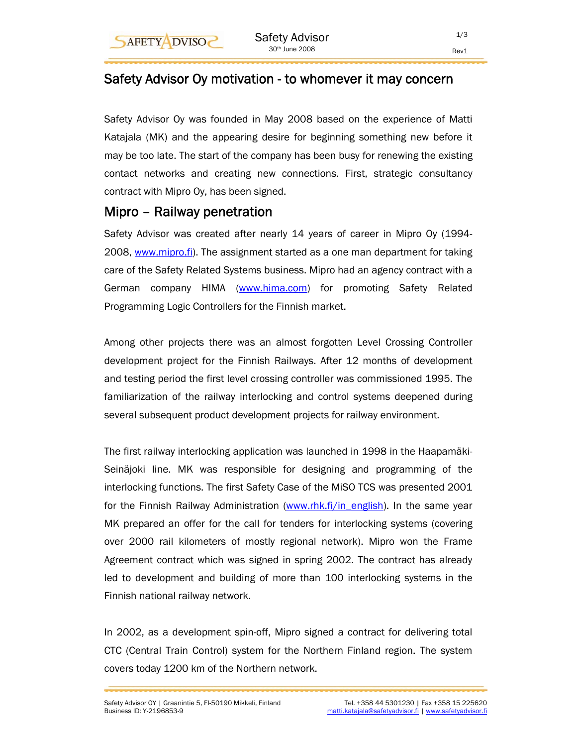# Safety Advisor Oy motivation - to whomever it may concern

Safety Advisor Oy was founded in May 2008 based on the experience of Matti Katajala (MK) and the appearing desire for beginning something new before it may be too late. The start of the company has been busy for renewing the existing contact networks and creating new connections. First, strategic consultancy contract with Mipro Oy, has been signed.

## Mipro – Railway penetration

Safety Advisor was created after nearly 14 years of career in Mipro Oy (1994-2008, www.mipro.fi). The assignment started as a one man department for taking care of the Safety Related Systems business. Mipro had an agency contract with a German company HIMA (www.hima.com) for promoting Safety Related Programming Logic Controllers for the Finnish market.

Among other projects there was an almost forgotten Level Crossing Controller development project for the Finnish Railways. After 12 months of development and testing period the first level crossing controller was commissioned 1995. The familiarization of the railway interlocking and control systems deepened during several subsequent product development projects for railway environment.

The first railway interlocking application was launched in 1998 in the Haapamäki-Seinäjoki line. MK was responsible for designing and programming of the interlocking functions. The first Safety Case of the MiSO TCS was presented 2001 for the Finnish Railway Administration (www.rhk.fi/in_english). In the same year MK prepared an offer for the call for tenders for interlocking systems (covering over 2000 rail kilometers of mostly regional network). Mipro won the Frame Agreement contract which was signed in spring 2002. The contract has already led to development and building of more than 100 interlocking systems in the Finnish national railway network.

In 2002, as a development spin-off, Mipro signed a contract for delivering total CTC (Central Train Control) system for the Northern Finland region. The system covers today 1200 km of the Northern network.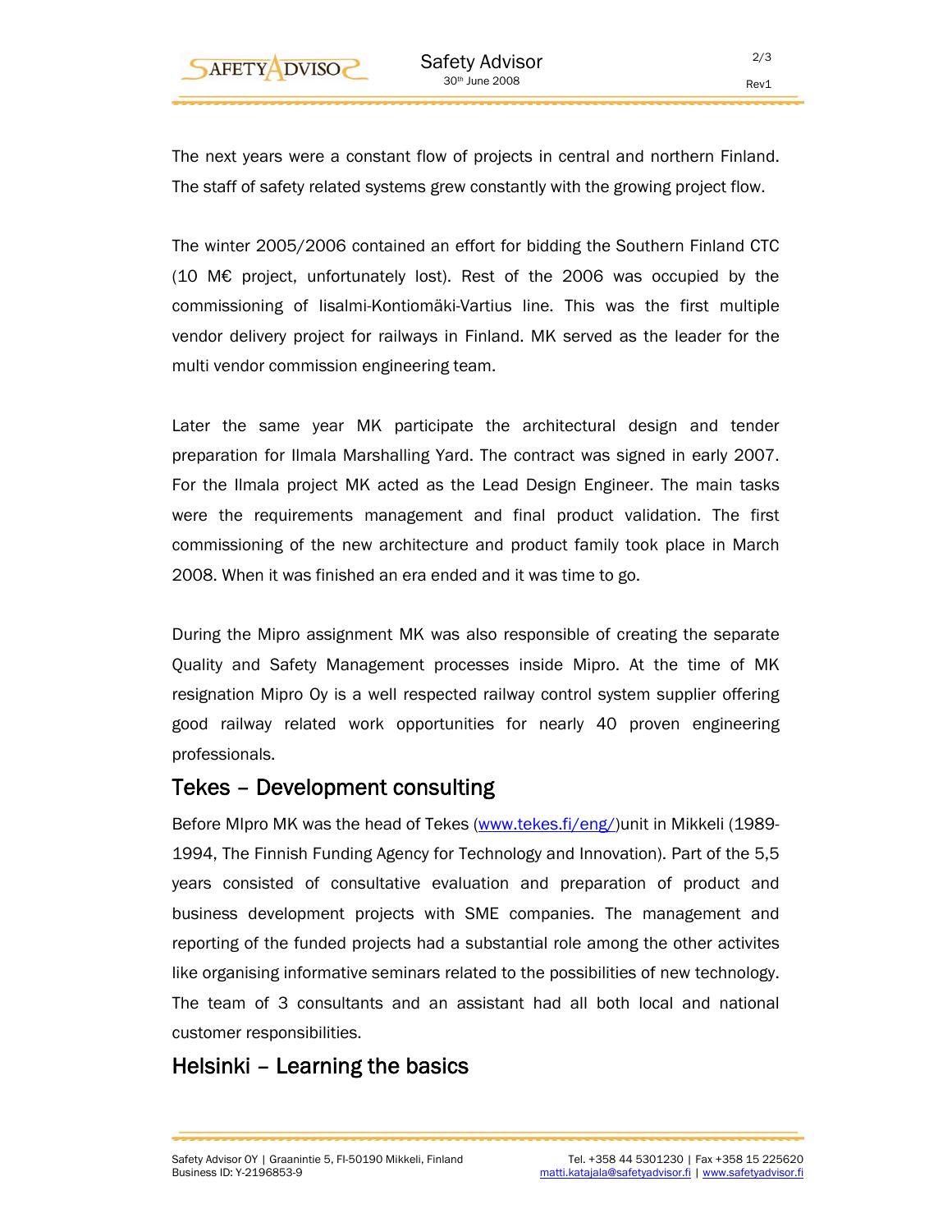The next years were a constant flow of projects in central and northern Finland. The staff of safety related systems grew constantly with the growing project flow.

The winter 2005/2006 contained an effort for bidding the Southern Finland CTC (10 M€ project, unfortunately lost). Rest of the 2006 was occupied by the commissioning of Iisalmi-Kontiomäki-Vartius line. This was the first multiple vendor delivery project for railways in Finland. MK served as the leader for the multi vendor commission engineering team.

Later the same year MK participate the architectural design and tender preparation for Ilmala Marshalling Yard. The contract was signed in early 2007. For the Ilmala project MK acted as the Lead Design Engineer. The main tasks were the requirements management and final product validation. The first commissioning of the new architecture and product family took place in March 2008. When it was finished an era ended and it was time to go.

During the Mipro assignment MK was also responsible of creating the separate Quality and Safety Management processes inside Mipro. At the time of MK resignation Mipro Oy is a well respected railway control system supplier offering good railway related work opportunities for nearly 40 proven engineering professionals.

## Tekes – Development consulting

Before MIpro MK was the head of Tekes (www.tekes.fi/eng/)unit in Mikkeli (1989-1994, The Finnish Funding Agency for Technology and Innovation). Part of the 5,5 years consisted of consultative evaluation and preparation of product and business development projects with SME companies. The management and reporting of the funded projects had a substantial role among the other activites like organising informative seminars related to the possibilities of new technology. The team of 3 consultants and an assistant had all both local and national customer responsibilities.

## Helsinki – Learning the basics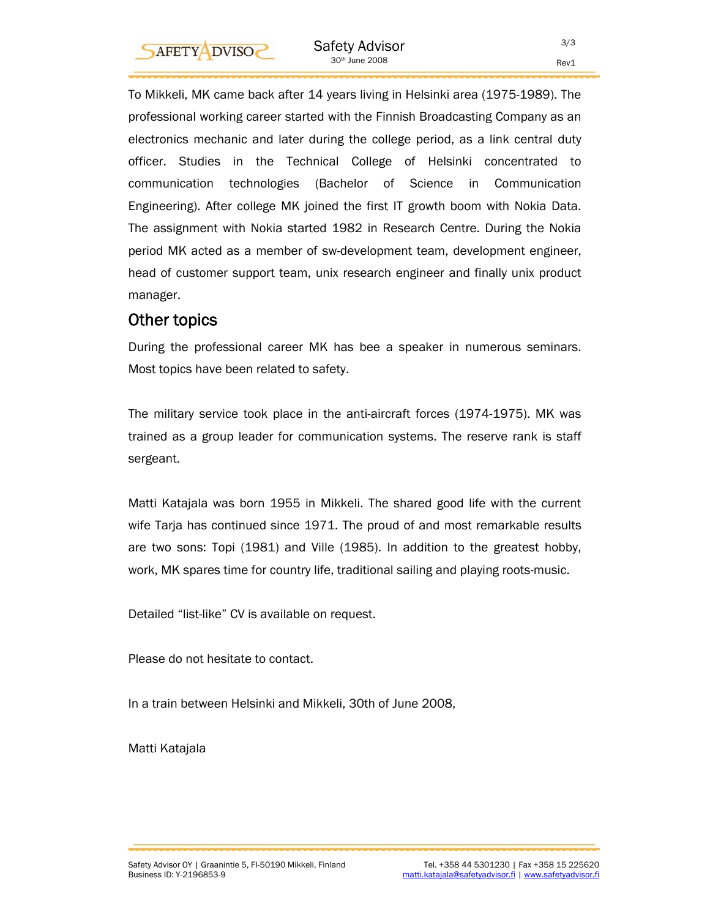To Mikkeli, MK came back after 14 years living in Helsinki area (1975-1989). The professional working career started with the Finnish Broadcasting Company as an electronics mechanic and later during the college period, as a link central duty officer. Studies in the Technical College of Helsinki concentrated to communication technologies (Bachelor of Science in Communication Engineering). After college MK joined the first IT growth boom with Nokia Data. The assignment with Nokia started 1982 in Research Centre. During the Nokia period MK acted as a member of sw-development team, development engineer, head of customer support team, unix research engineer and finally unix product manager.

## Other topics

During the professional career MK has bee a speaker in numerous seminars. Most topics have been related to safety.

The military service took place in the anti-aircraft forces (1974-1975). MK was trained as a group leader for communication systems. The reserve rank is staff sergeant.

Matti Katajala was born 1955 in Mikkeli. The shared good life with the current wife Tarja has continued since 1971. The proud of and most remarkable results are two sons: Topi (1981) and Ville (1985). In addition to the greatest hobby, work, MK spares time for country life, traditional sailing and playing roots-music.

Detailed “list-like” CV is available on request.

Please do not hesitate to contact.

In a train between Helsinki and Mikkeli, 30th of June 2008,

Matti Katajala